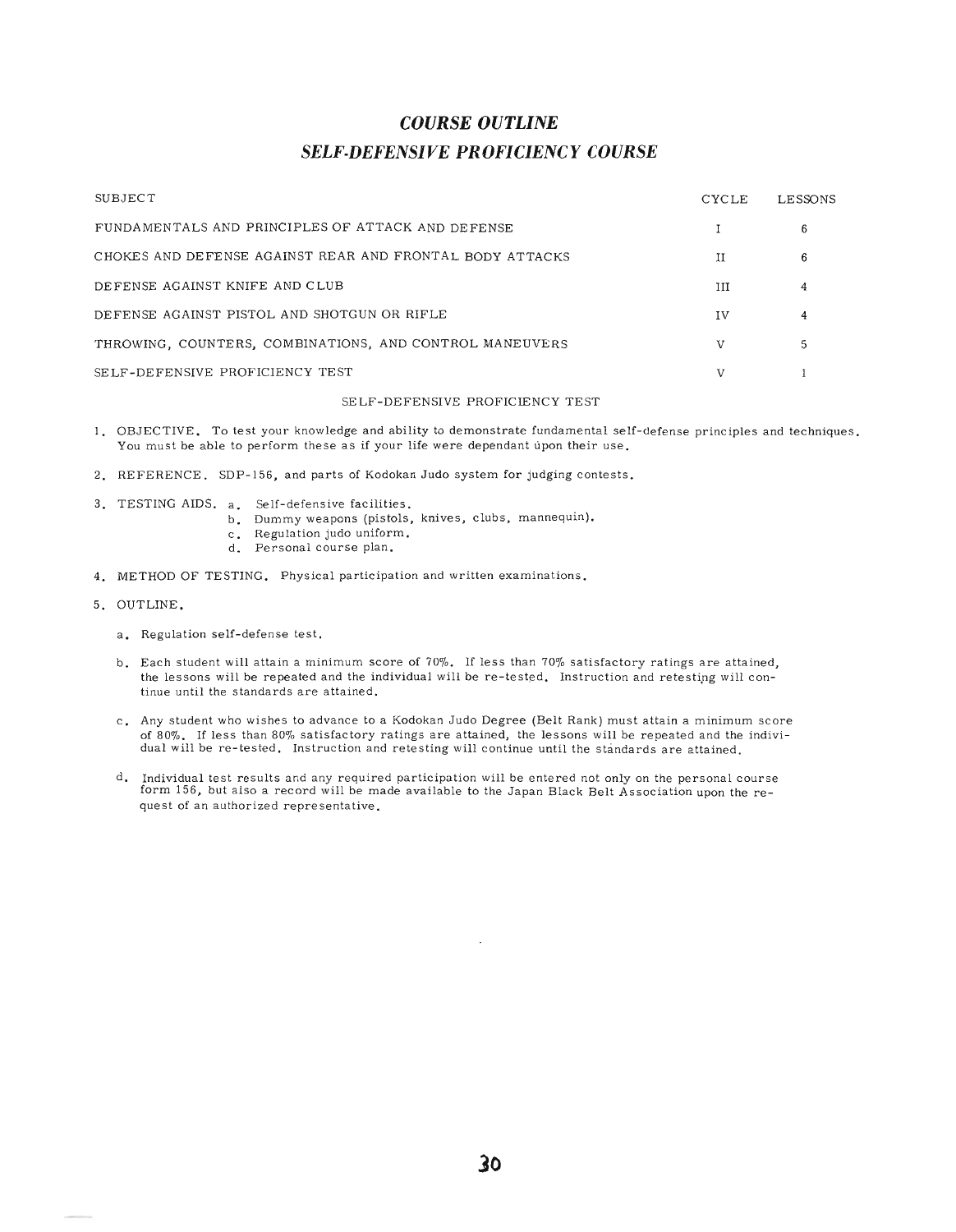# *COURSE OUTLINE*

## *SELF-DEFENSIVE PROFICIENCY COURSE*

| SUBJECT | CYCLE | LESSONS |
|---|---|---|
| FUNDAMENTALS AND PRINCIPLES OF ATTACK AND DEFENSE | I | 6 |
| CHOKES AND DEFENSE AGAINST REAR AND FRONTAL BODY ATTACKS | II | 6 |
| DEFENSE AGAINST KNIFE AND CLUB | III | 4 |
| DEFENSE AGAINST PISTOL AND SHOTGUN OR RIFLE | IV | 4 |
| THROWING, COUNTERS, COMBINATIONS, AND CONTROL MANEUVERS | V | 5 |
| SELF-DEFENSIVE PROFICIENCY TEST | V | 1 |

### SELF-DEFENSIVE PROFICIENCY TEST

1. OBJECTIVE. To test your knowledge and ability to demonstrate fundamental self-defense principles and techniques. You must be able to perform these as if your life were dependant upon their use.

2. REFERENCE. SDP-156, and parts of Kodokan Judo system for judging contests.

3. TESTING AIDS.
   - a. Self-defensive facilities.
   - b. Dummy weapons (pistols, knives, clubs, mannequin).
   - c. Regulation judo uniform.
   - d. Personal course plan.

4. METHOD OF TESTING. Physical participation and written examinations.

5. OUTLINE.
   - a. Regulation self-defense test.
   - b. Each student will attain a minimum score of 70%. If less than 70% satisfactory ratings are attained, the lessons will be repeated and the individual will be re-tested. Instruction and retesting will continue until the standards are attained.
   - c. Any student who wishes to advance to a Kodokan Judo Degree (Belt Rank) must attain a minimum score of 80%. If less than 80% satisfactory ratings are attained, the lessons will be repeated and the individual will be re-tested. Instruction and retesting will continue until the standards are attained.
   - d. Individual test results and any required participation will be entered not only on the personal course form 156, but also a record will be made available to the Japan Black Belt Association upon the request of an authorized representative.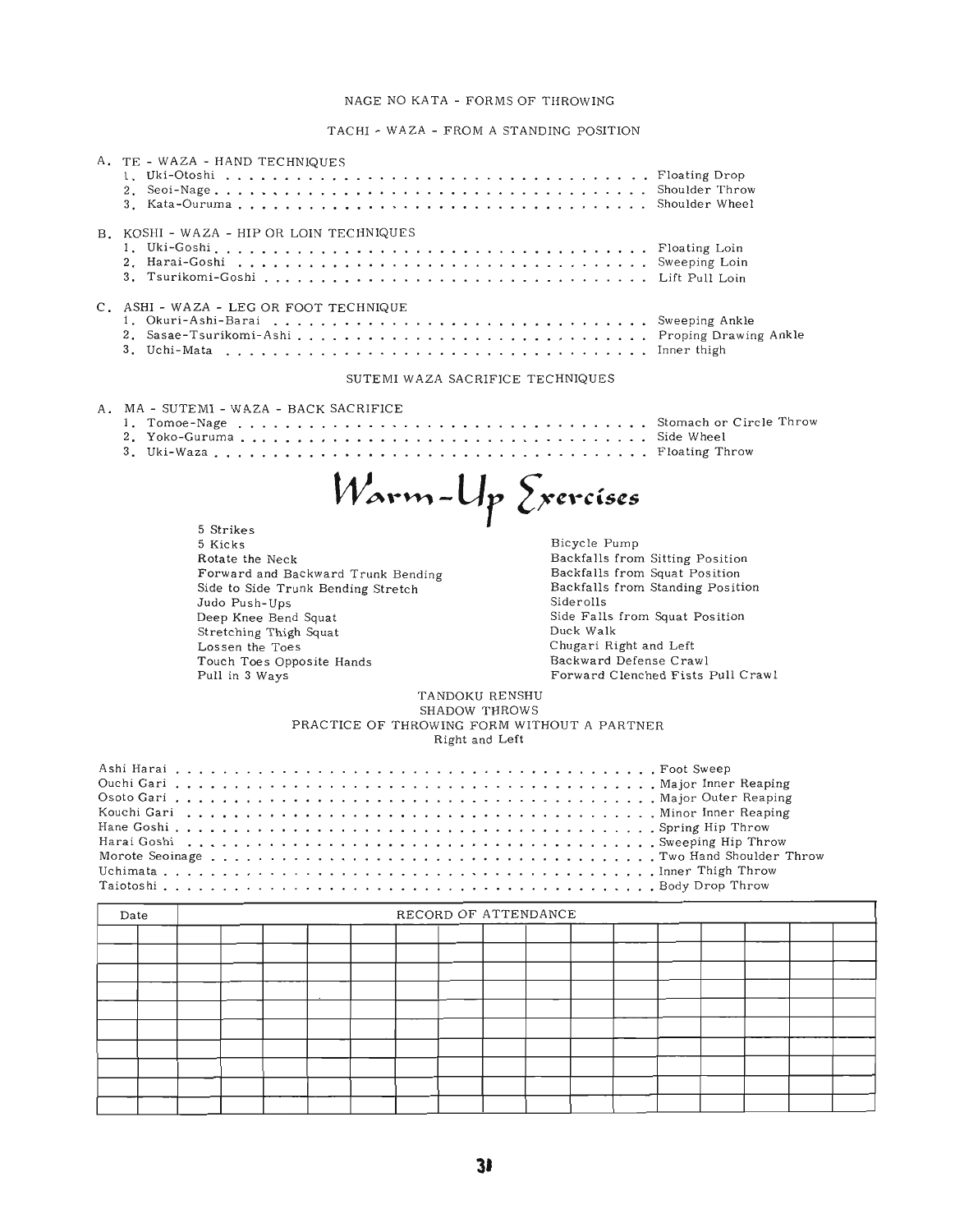## NAGE NO KATA - FORMS OF THROWING

### TACHI - WAZA - FROM A STANDING POSITION

A. TE - WAZA - HAND TECHNIQUES

1. Uki-Otoshi . . . . . . . . . . . . . . . . . . . . . . . . . . . . . . . . . . Floating Drop
2. Seoi-Nage . . . . . . . . . . . . . . . . . . . . . . . . . . . . . . . . . . Shoulder Throw
3. Kata-Ouruma . . . . . . . . . . . . . . . . . . . . . . . . . . . . . . . . Shoulder Wheel

B. KOSHI - WAZA - HIP OR LOIN TECHNIQUES

1. Uki-Goshi . . . . . . . . . . . . . . . . . . . . . . . . . . . . . . . . . . Floating Loin
2. Harai-Goshi . . . . . . . . . . . . . . . . . . . . . . . . . . . . . . . . Sweeping Loin
3. Tsurikomi-Goshi . . . . . . . . . . . . . . . . . . . . . . . . . . . . . . Lift Pull Loin

C. ASHI - WAZA - LEG OR FOOT TECHNIQUE

1. Okuri-Ashi-Barai . . . . . . . . . . . . . . . . . . . . . . . . . . . . . Sweeping Ankle
2. Sasae-Tsurikomi-Ashi . . . . . . . . . . . . . . . . . . . . . . . . . . Proping Drawing Ankle
3. Uchi-Mata . . . . . . . . . . . . . . . . . . . . . . . . . . . . . . . . . Inner thigh

### SUTEMI WAZA SACRIFICE TECHNIQUES

A. MA - SUTEMI - WAZA - BACK SACRIFICE

1. Tomoe-Nage . . . . . . . . . . . . . . . . . . . . . . . . . . . . . . . . Stomach or Circle Throw
2. Yoko-Guruma . . . . . . . . . . . . . . . . . . . . . . . . . . . . . . . Side Wheel
3. Uki-Waza . . . . . . . . . . . . . . . . . . . . . . . . . . . . . . . . . . Floating Throw

# Warm-Up Exercises

5 Strikes
5 Kicks
Rotate the Neck
Forward and Backward Trunk Bending
Side to Side Trunk Bending Stretch
Judo Push-Ups
Deep Knee Bend Squat
Stretching Thigh Squat
Lossen the Toes
Touch Toes Opposite Hands
Pull in 3 Ways

Bicycle Pump
Backfalls from Sitting Position
Backfalls from Squat Position
Backfalls from Standing Position
Siderolls
Side Falls from Squat Position
Duck Walk
Chugari Right and Left
Backward Defense Crawl
Forward Clenched Fists Pull Crawl

### TANDOKU RENSHU
### SHADOW THROWS
### PRACTICE OF THROWING FORM WITHOUT A PARTNER
Right and Left

Ashi Harai . . . . . . . . . . . . . . . . . . . . . . . . . . . . . . . . . . . . . . Foot Sweep
Ouchi Gari . . . . . . . . . . . . . . . . . . . . . . . . . . . . . . . . . . . . . . Major Inner Reaping
Osoto Gari . . . . . . . . . . . . . . . . . . . . . . . . . . . . . . . . . . . . . . Major Outer Reaping
Kouchi Gari . . . . . . . . . . . . . . . . . . . . . . . . . . . . . . . . . . . . . Minor Inner Reaping
Hane Goshi . . . . . . . . . . . . . . . . . . . . . . . . . . . . . . . . . . . . . . Spring Hip Throw
Harai Goshi . . . . . . . . . . . . . . . . . . . . . . . . . . . . . . . . . . . . . Sweeping Hip Throw
Morote Seoinage . . . . . . . . . . . . . . . . . . . . . . . . . . . . . . . . . Two Hand Shoulder Throw
Uchimata . . . . . . . . . . . . . . . . . . . . . . . . . . . . . . . . . . . . . . . Inner Thigh Throw
Taiotoshi . . . . . . . . . . . . . . . . . . . . . . . . . . . . . . . . . . . . . . Body Drop Throw

| Date | | RECORD OF ATTENDANCE | | | | | | | | | | | | | | | |
|---|---|---|---|---|---|---|---|---|---|---|---|---|---|---|---|---|---|
| | | | | | | | | | | | | | | | | | |
| | | | | | | | | | | | | | | | | | |
| | | | | | | | | | | | | | | | | | |
| | | | | | | | | | | | | | | | | | |
| | | | | | | | | | | | | | | | | | |
| | | | | | | | | | | | | | | | | | |
| | | | | | | | | | | | | | | | | | |
| | | | | | | | | | | | | | | | | | |
| | | | | | | | | | | | | | | | | | |
| | | | | | | | | | | | | | | | | | |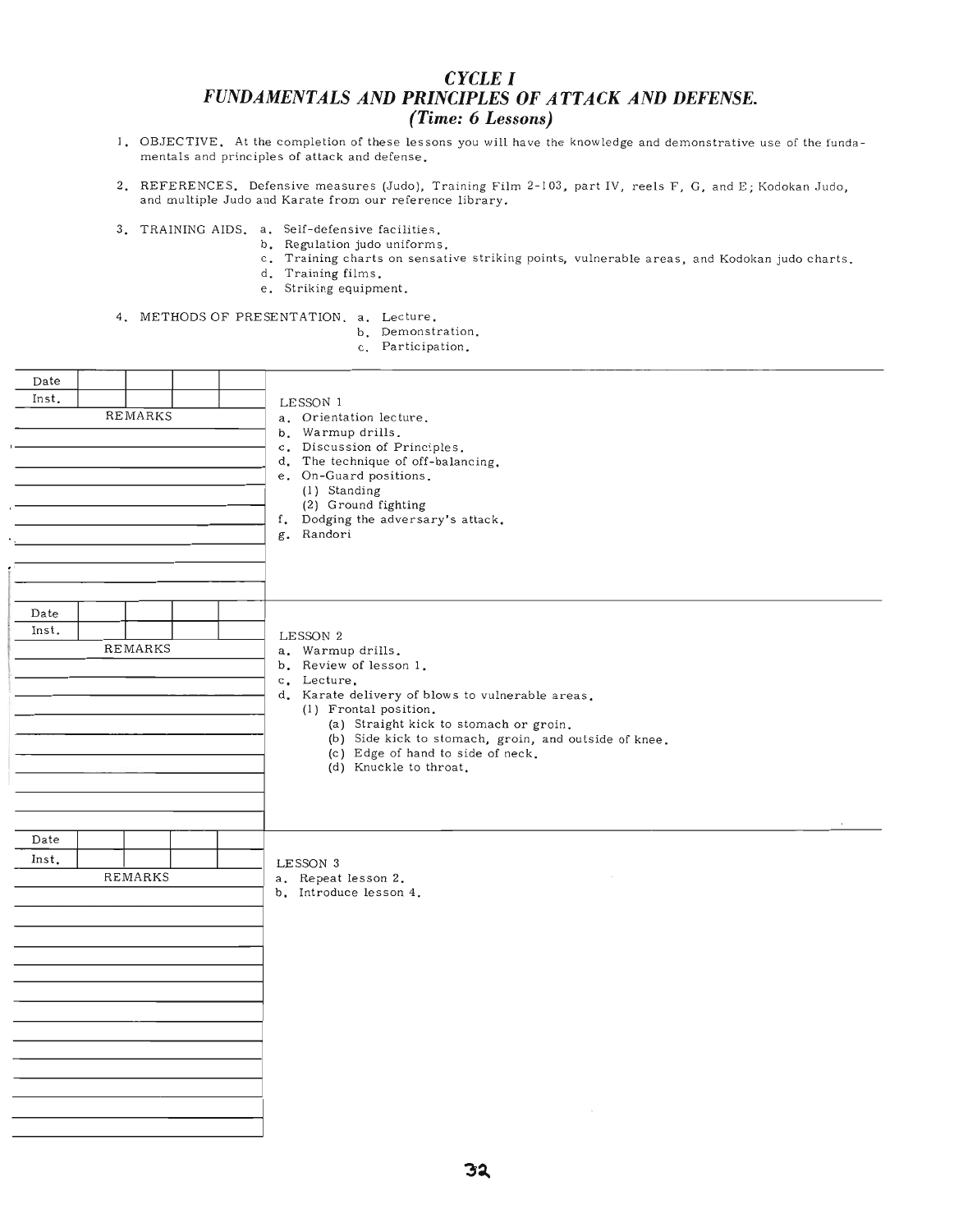## *CYCLE I*
## *FUNDAMENTALS AND PRINCIPLES OF ATTACK AND DEFENSE.*
### *(Time: 6 Lessons)*

1. OBJECTIVE. At the completion of these lessons you will have the knowledge and demonstrative use of the fundamentals and principles of attack and defense.

2. REFERENCES. Defensive measures (Judo), Training Film 2-103, part IV, reels F, G, and E; Kodokan Judo, and multiple Judo and Karate from our reference library.

3. TRAINING AIDS.
   a. Self-defensive facilities.
   b. Regulation judo uniforms.
   c. Training charts on sensative striking points, vulnerable areas, and Kodokan judo charts.
   d. Training films.
   e. Striking equipment.

4. METHODS OF PRESENTATION.
   a. Lecture.
   b. Demonstration.
   c. Participation.

| Date | | | | |
|---|---|---|---|---|
| Inst. | | | | |
| REMARKS | | | | |

LESSON 1
a. Orientation lecture.
b. Warmup drills.
c. Discussion of Principles.
d. The technique of off-balancing.
e. On-Guard positions.
   (1) Standing
   (2) Ground fighting
f. Dodging the adversary's attack.
g. Randori

| Date | | | | |
|---|---|---|---|---|
| Inst. | | | | |
| REMARKS | | | | |

LESSON 2
a. Warmup drills.
b. Review of lesson 1.
c. Lecture.
d. Karate delivery of blows to vulnerable areas.
   (1) Frontal position.
      (a) Straight kick to stomach or groin.
      (b) Side kick to stomach, groin, and outside of knee.
      (c) Edge of hand to side of neck.
      (d) Knuckle to throat.

| Date | | | | |
|---|---|---|---|---|
| Inst. | | | | |
| REMARKS | | | | |

LESSON 3
a. Repeat lesson 2.
b. Introduce lesson 4.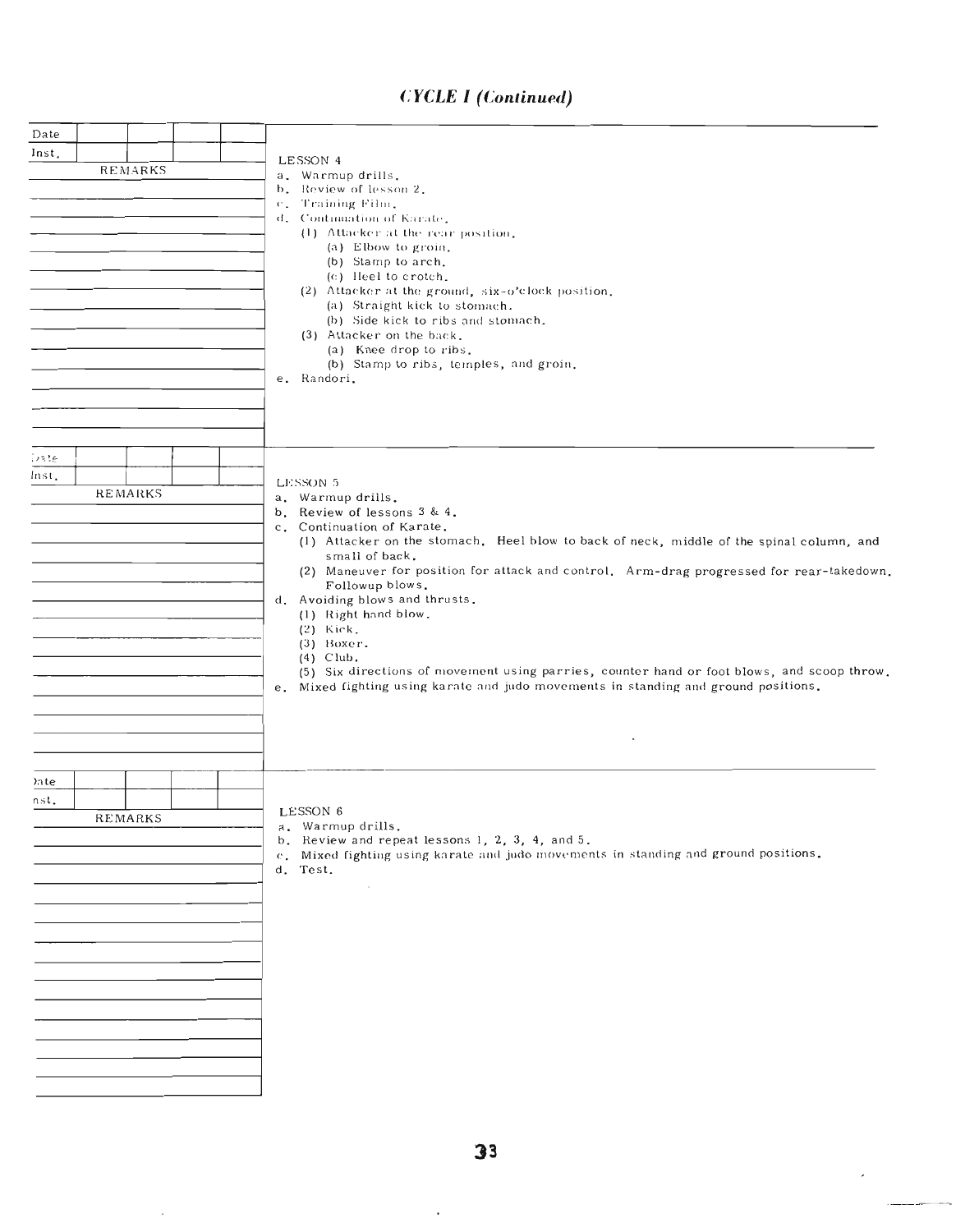## CYCLE I (Continued)

| Date | | | | |
|---|---|---|---|---|
| Inst. | | | | |

REMARKS

LESSON 4

a. Warmup drills.
b. Review of lesson 2.
c. Training Film.
d. Continuation of Karate.
   (1) Attacker at the rear position.
      (a) Elbow to groin.
      (b) Stamp to arch.
      (c) Heel to crotch.
   (2) Attacker at the ground, six-o'clock position.
      (a) Straight kick to stomach.
      (b) Side kick to ribs and stomach.
   (3) Attacker on the back.
      (a) Knee drop to ribs.
      (b) Stamp to ribs, temples, and groin.
e. Randori.

| Date | | | | |
|---|---|---|---|---|
| Inst. | | | | |

REMARKS

LESSON 5

a. Warmup drills.
b. Review of lessons 3 & 4.
c. Continuation of Karate.
   (1) Attacker on the stomach. Heel blow to back of neck, middle of the spinal column, and small of back.
   (2) Maneuver for position for attack and control. Arm-drag progressed for rear-takedown. Followup blows.
d. Avoiding blows and thrusts.
   (1) Right hand blow.
   (2) Kick.
   (3) Boxer.
   (4) Club.
   (5) Six directions of movement using parries, counter hand or foot blows, and scoop throw.
e. Mixed fighting using karate and judo movements in standing and ground positions.

| Date | | | | |
|---|---|---|---|---|
| Inst. | | | | |

REMARKS

LESSON 6

a. Warmup drills.
b. Review and repeat lessons 1, 2, 3, 4, and 5.
c. Mixed fighting using karate and judo movements in standing and ground positions.
d. Test.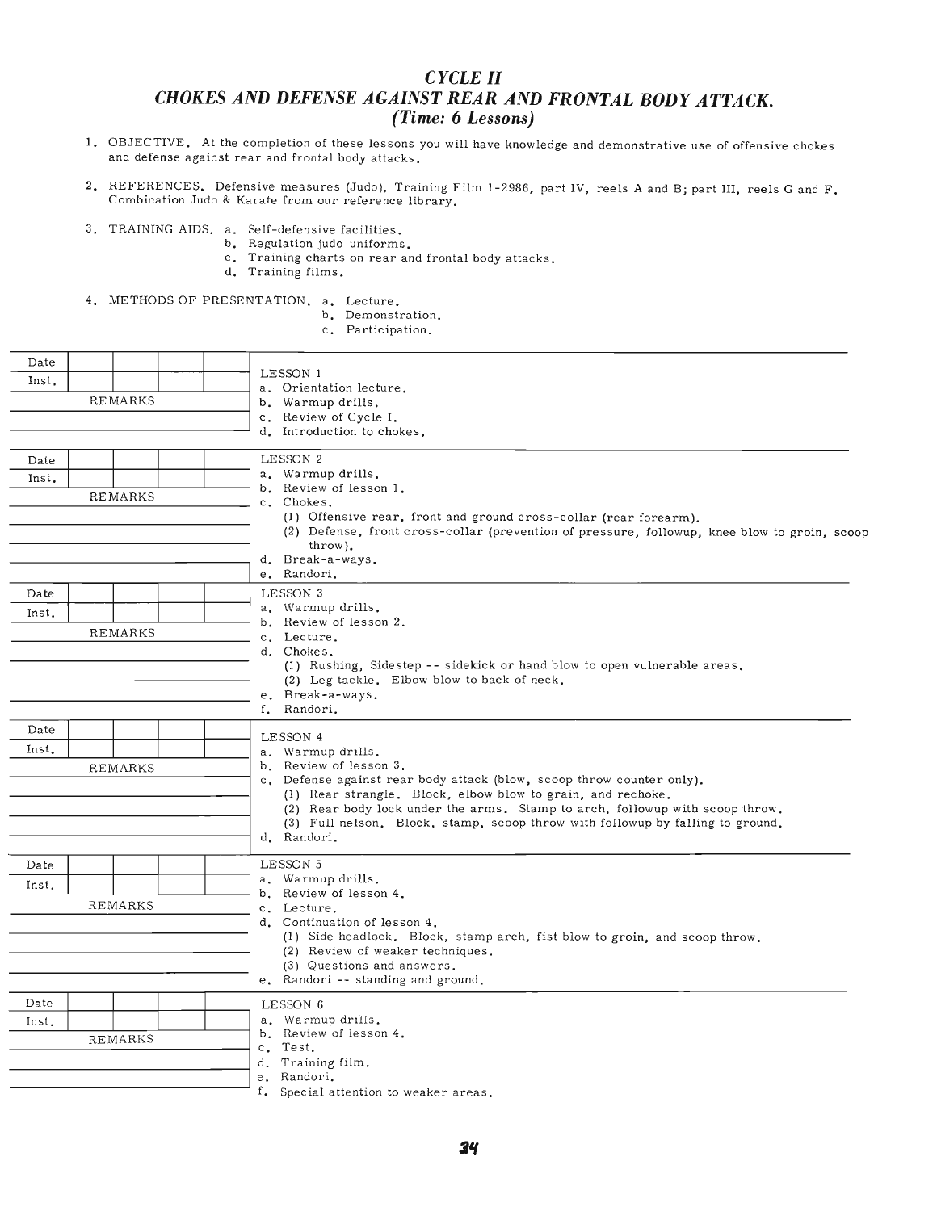# CYCLE II
## CHOKES AND DEFENSE AGAINST REAR AND FRONTAL BODY ATTACK.
*(Time: 6 Lessons)*

1. OBJECTIVE. At the completion of these lessons you will have knowledge and demonstrative use of offensive chokes and defense against rear and frontal body attacks.

2. REFERENCES. Defensive measures (Judo), Training Film 1-2986, part IV, reels A and B; part III, reels G and F. Combination Judo & Karate from our reference library.

3. TRAINING AIDS.
   a. Self-defensive facilities.
   b. Regulation judo uniforms.
   c. Training charts on rear and frontal body attacks.
   d. Training films.

4. METHODS OF PRESENTATION.
   a. Lecture.
   b. Demonstration.
   c. Participation.

| Date \| Inst. \| REMARKS | Lesson |
|---|---|
| Date: <br> Inst.: <br> REMARKS: | LESSON 1 <br> a. Orientation lecture. <br> b. Warmup drills. <br> c. Review of Cycle I. <br> d. Introduction to chokes. |
| Date: <br> Inst.: <br> REMARKS: | LESSON 2 <br> a. Warmup drills. <br> b. Review of lesson 1. <br> c. Chokes. <br> (1) Offensive rear, front and ground cross-collar (rear forearm). <br> (2) Defense, front cross-collar (prevention of pressure, followup, knee blow to groin, scoop throw). <br> d. Break-a-ways. <br> e. Randori. |
| Date: <br> Inst.: <br> REMARKS: | LESSON 3 <br> a. Warmup drills. <br> b. Review of lesson 2. <br> c. Lecture. <br> d. Chokes. <br> (1) Rushing, Sidestep -- sidekick or hand blow to open vulnerable areas. <br> (2) Leg tackle. Elbow blow to back of neck. <br> e. Break-a-ways. <br> f. Randori. |
| Date: <br> Inst.: <br> REMARKS: | LESSON 4 <br> a. Warmup drills. <br> b. Review of lesson 3. <br> c. Defense against rear body attack (blow, scoop throw counter only). <br> (1) Rear strangle. Block, elbow blow to grain, and rechoke. <br> (2) Rear body lock under the arms. Stamp to arch, followup with scoop throw. <br> (3) Full nelson. Block, stamp, scoop throw with followup by falling to ground. <br> d. Randori. |
| Date: <br> Inst.: <br> REMARKS: | LESSON 5 <br> a. Warmup drills. <br> b. Review of lesson 4. <br> c. Lecture. <br> d. Continuation of lesson 4. <br> (1) Side headlock. Block, stamp arch, fist blow to groin, and scoop throw. <br> (2) Review of weaker techniques. <br> (3) Questions and answers. <br> e. Randori -- standing and ground. |
| Date: <br> Inst.: <br> REMARKS: | LESSON 6 <br> a. Warmup drills. <br> b. Review of lesson 4. <br> c. Test. <br> d. Training film. <br> e. Randori. <br> f. Special attention to weaker areas. |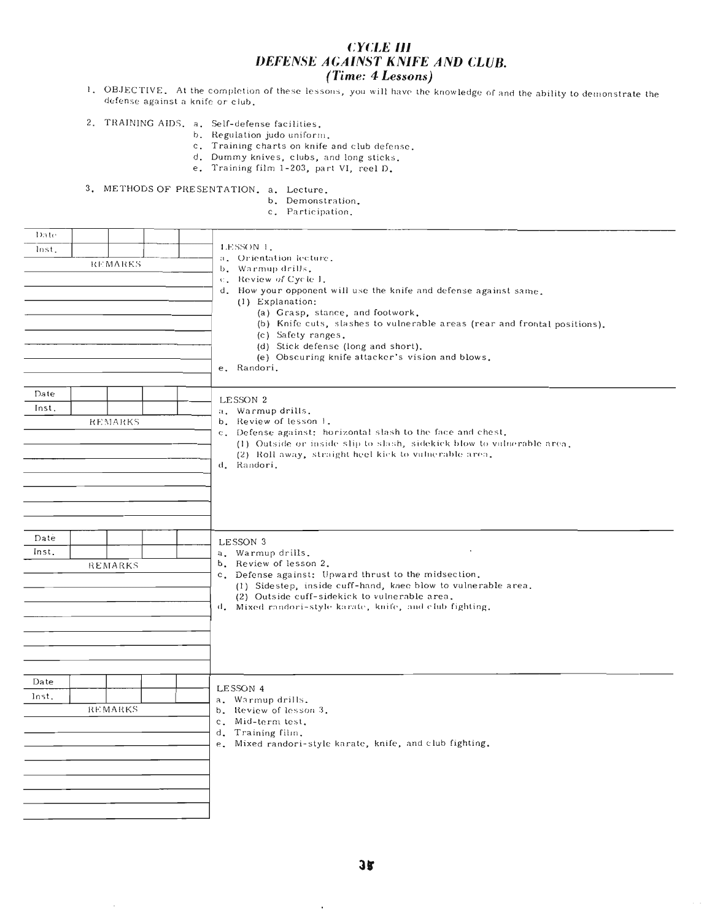# CYCLE III
## DEFENSE AGAINST KNIFE AND CLUB.
### *(Time: 4 Lessons)*

1. OBJECTIVE. At the completion of these lessons, you will have the knowledge of and the ability to demonstrate the defense against a knife or club.

2. TRAINING AIDS.
   a. Self-defense facilities.
   b. Regulation judo uniform.
   c. Training charts on knife and club defense.
   d. Dummy knives, clubs, and long sticks.
   e. Training film 1-203, part VI, reel D.

3. METHODS OF PRESENTATION.
   a. Lecture.
   b. Demonstration.
   c. Participation.

| Date | | | | |
|---|---|---|---|---|
| Inst. | | | | |
| REMARKS | | | | |

LESSON 1.

a. Orientation lecture.
b. Warmup drills.
c. Review of Cycle I.
d. How your opponent will use the knife and defense against same.
   (1) Explanation:
      (a) Grasp, stance, and footwork.
      (b) Knife cuts, slashes to vulnerable areas (rear and frontal positions).
      (c) Safety ranges.
      (d) Stick defense (long and short).
      (e) Obscuring knife attacker's vision and blows.
e. Randori.

| Date | | | | |
|---|---|---|---|---|
| Inst. | | | | |
| REMARKS | | | | |

LESSON 2

a. Warmup drills.
b. Review of lesson 1.
c. Defense against: horizontal slash to the face and chest.
   (1) Outside or inside slip to slash, sidekick blow to vulnerable area.
   (2) Roll away, straight heel kick to vulnerable area.
d. Randori.

| Date | | | | |
|---|---|---|---|---|
| Inst. | | | | |
| REMARKS | | | | |

LESSON 3

a. Warmup drills.
b. Review of lesson 2.
c. Defense against: Upward thrust to the midsection.
   (1) Sidestep, inside cuff-hand, knee blow to vulnerable area.
   (2) Outside cuff-sidekick to vulnerable area.
d. Mixed randori-style karate, knife, and club fighting.

| Date | | | | |
|---|---|---|---|---|
| Inst. | | | | |
| REMARKS | | | | |

LESSON 4

a. Warmup drills.
b. Review of lesson 3.
c. Mid-term test.
d. Training film.
e. Mixed randori-style karate, knife, and club fighting.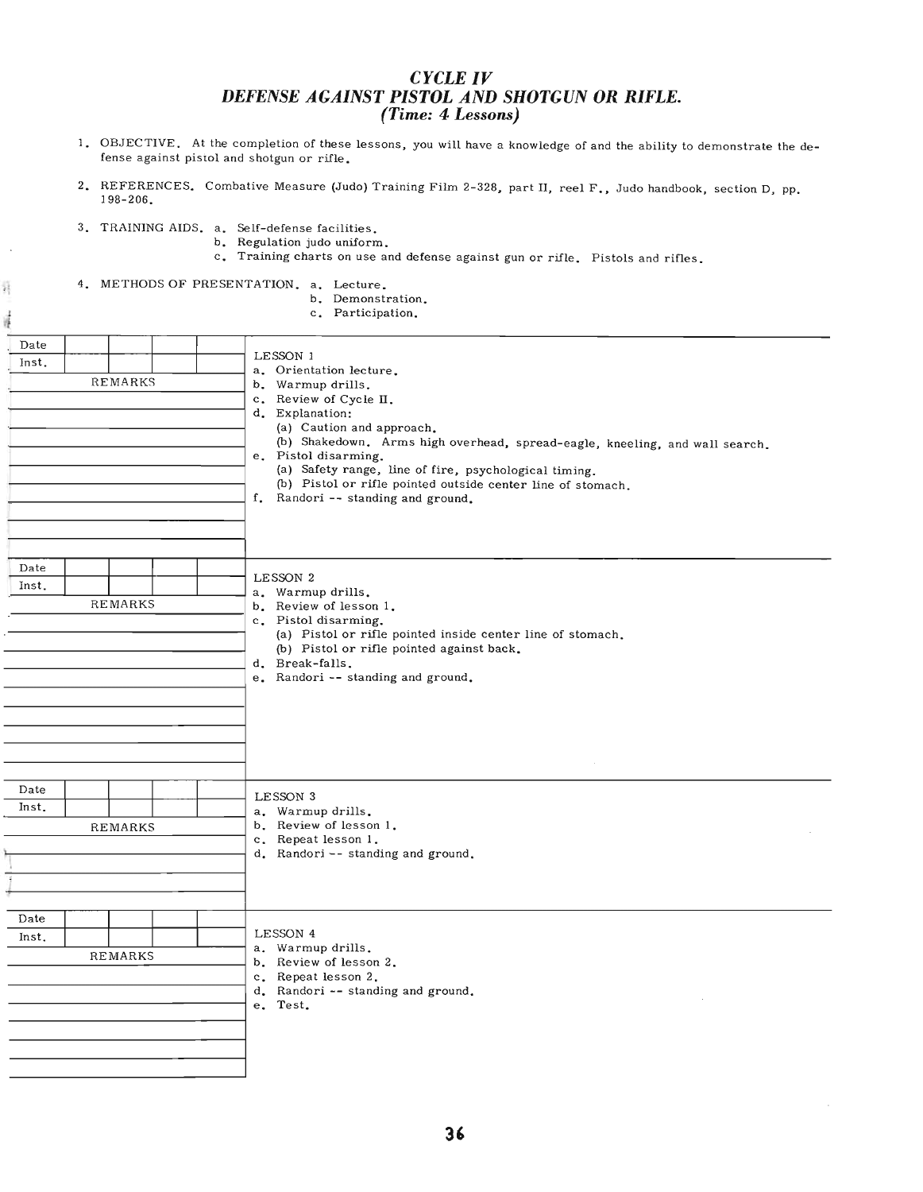## *CYCLE IV*
## *DEFENSE AGAINST PISTOL AND SHOTGUN OR RIFLE.*
### *(Time: 4 Lessons)*

1. OBJECTIVE. At the completion of these lessons, you will have a knowledge of and the ability to demonstrate the defense against pistol and shotgun or rifle.

2. REFERENCES. Combative Measure (Judo) Training Film 2-328, part II, reel F., Judo handbook, section D, pp. 198-206.

3. TRAINING AIDS.
   a. Self-defense facilities.
   b. Regulation judo uniform.
   c. Training charts on use and defense against gun or rifle. Pistols and rifles.

4. METHODS OF PRESENTATION.
   a. Lecture.
   b. Demonstration.
   c. Participation.

| Date | | | | |
|---|---|---|---|---|
| Inst. | | | | |
| REMARKS | | | | |

LESSON 1
- a. Orientation lecture.
- b. Warmup drills.
- c. Review of Cycle II.
- d. Explanation:
  - (a) Caution and approach.
  - (b) Shakedown. Arms high overhead, spread-eagle, kneeling, and wall search.
- e. Pistol disarming.
  - (a) Safety range, line of fire, psychological timing.
  - (b) Pistol or rifle pointed outside center line of stomach.
- f. Randori -- standing and ground.

| Date | | | | |
|---|---|---|---|---|
| Inst. | | | | |
| REMARKS | | | | |

LESSON 2
- a. Warmup drills.
- b. Review of lesson 1.
- c. Pistol disarming.
  - (a) Pistol or rifle pointed inside center line of stomach.
  - (b) Pistol or rifle pointed against back.
- d. Break-falls.
- e. Randori -- standing and ground.

| Date | | | | |
|---|---|---|---|---|
| Inst. | | | | |
| REMARKS | | | | |

LESSON 3
- a. Warmup drills.
- b. Review of lesson 1.
- c. Repeat lesson 1.
- d. Randori -- standing and ground.

| Date | | | | |
|---|---|---|---|---|
| Inst. | | | | |
| REMARKS | | | | |

LESSON 4
- a. Warmup drills.
- b. Review of lesson 2.
- c. Repeat lesson 2.
- d. Randori -- standing and ground.
- e. Test.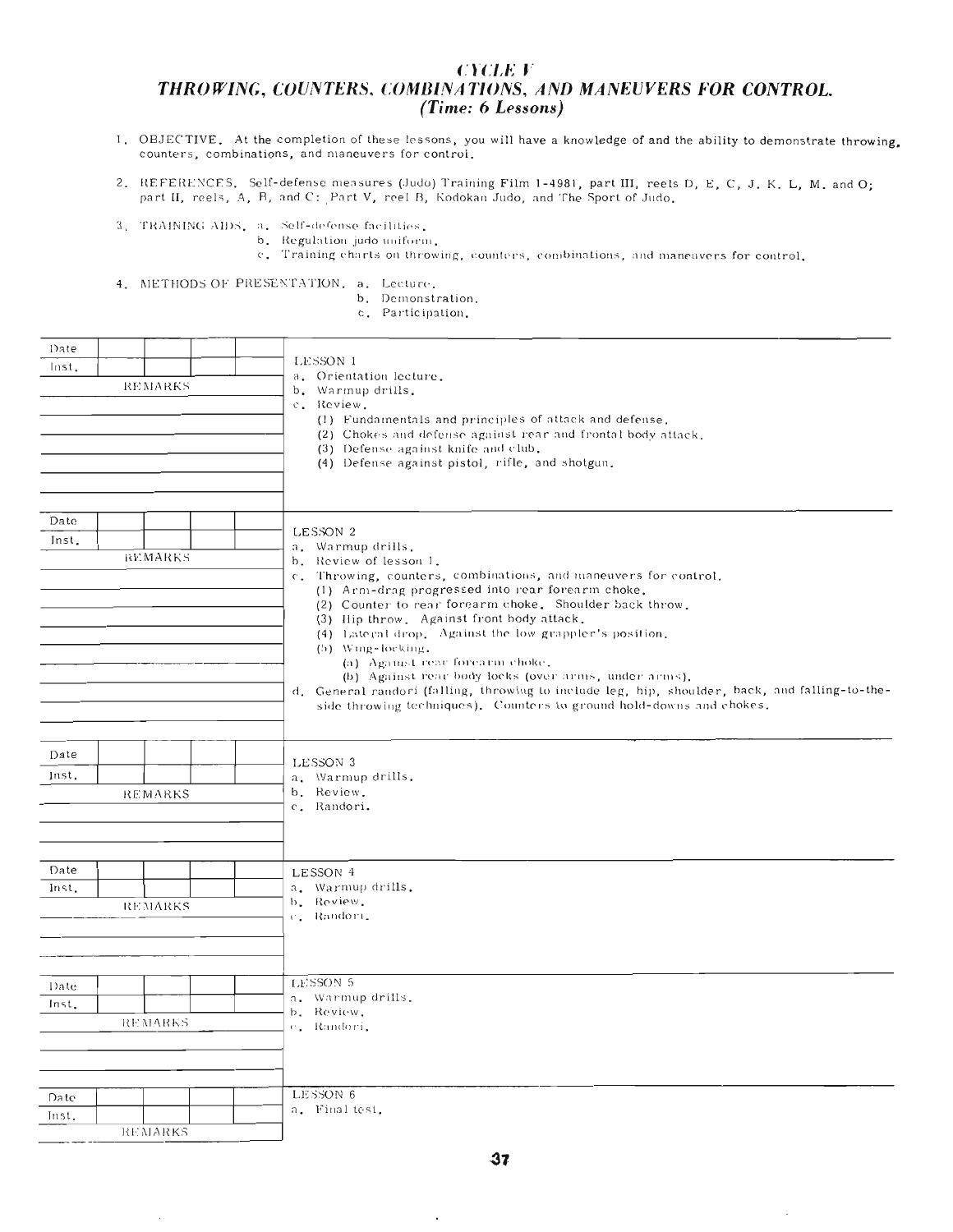## CYCLE V

## THROWING, COUNTERS, COMBINATIONS, AND MANEUVERS FOR CONTROL.

*(Time: 6 Lessons)*

1. OBJECTIVE. At the completion of these lessons, you will have a knowledge of and the ability to demonstrate throwing, counters, combinations, and maneuvers for control.

2. REFERENCES. Self-defense measures (Judo) Training Film 1-4981, part III, reels D, E, C, J, K, L, M, and O; part II, reels, A, B, and C; Part V, reel B, Kodokan Judo, and The Sport of Judo.

3. TRAINING AIDS.
   a. Self-defense facilities.
   b. Regulation judo uniform.
   c. Training charts on throwing, counters, combinations, and maneuvers for control.

4. METHODS OF PRESENTATION.
   a. Lecture.
   b. Demonstration.
   c. Participation.

| | | | | | |
|---|---|---|---|---|---|
| Date | | | | | LESSON 1<br>a. Orientation lecture.<br>b. Warmup drills.<br>c. Review.<br>(1) Fundamentals and principles of attack and defense.<br>(2) Chokes and defense against rear and frontal body attack.<br>(3) Defense against knife and club.<br>(4) Defense against pistol, rifle, and shotgun. |
| Inst. | | | | | |
| REMARKS | | | | | |
| Date | | | | | LESSON 2<br>a. Warmup drills.<br>b. Review of lesson 1.<br>c. Throwing, counters, combinations, and maneuvers for control.<br>(1) Arm-drag progressed into rear forearm choke.<br>(2) Counter to rear forearm choke. Shoulder back throw.<br>(3) Hip throw. Against front body attack.<br>(4) Lateral drop. Against the low grappler's position.<br>(5) Wing-locking.<br>(a) Against rear forearm choke.<br>(b) Against rear body locks (over arms, under arms).<br>d. General randori (falling, throwing to include leg, hip, shoulder, back, and falling-to-the-side throwing techniques). Counters to ground hold-downs and chokes. |
| Inst. | | | | | |
| REMARKS | | | | | |
| Date | | | | | LESSON 3<br>a. Warmup drills.<br>b. Review.<br>c. Randori. |
| Inst. | | | | | |
| REMARKS | | | | | |
| Date | | | | | LESSON 4<br>a. Warmup drills.<br>b. Review.<br>c. Randori. |
| Inst. | | | | | |
| REMARKS | | | | | |
| Date | | | | | LESSON 5<br>a. Warmup drills.<br>b. Review.<br>c. Randori. |
| Inst. | | | | | |
| REMARKS | | | | | |
| Date | | | | | LESSON 6<br>a. Final test. |
| Inst. | | | | | |
| REMARKS | | | | | |